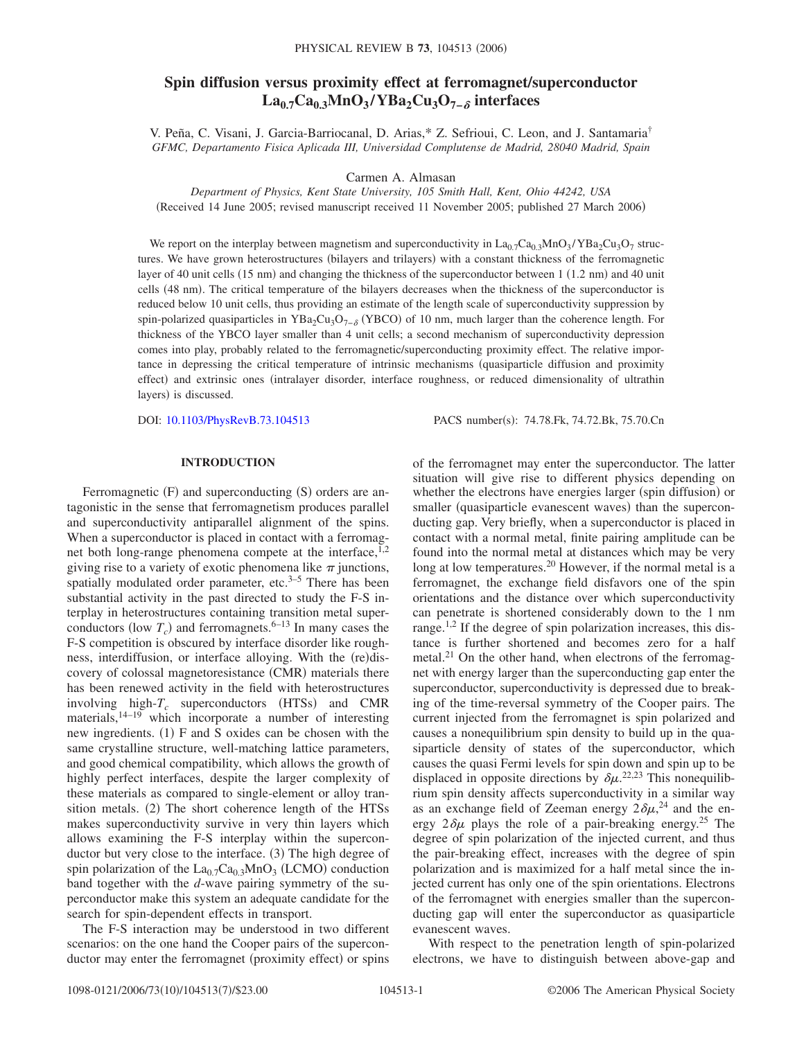# Spin diffusion versus proximity effect at ferromagnet/superconductor $La_{0.7}Ca_{0.3}MnO_3/YBa_2Cu_3O_{7-\delta}$ interfaces

V. Peña, C. Visani, J. Garcia-Barriocanal, D. Arias,* Z. Sefrioui, C. Leon, and J. Santamaria†

*GFMC, Departamento Fisica Aplicada III, Universidad Complutense de Madrid, 28040 Madrid, Spain*

Carmen A. Almasan

*Department of Physics, Kent State University, 105 Smith Hall, Kent, Ohio 44242, USA*

(Received 14 June 2005; revised manuscript received 11 November 2005; published 27 March 2006)

We report on the interplay between magnetism and superconductivity in $La_{0.7}Ca_{0.3}MnO_3/YBa_2Cu_3O_7$ structures. We have grown heterostructures (bilayers and trilayers) with a constant thickness of the ferromagnetic layer of 40 unit cells (15 nm) and changing the thickness of the superconductor between 1 (1.2 nm) and 40 unit cells (48 nm). The critical temperature of the bilayers decreases when the thickness of the superconductor is reduced below 10 unit cells, thus providing an estimate of the length scale of superconductivity suppression by spin-polarized quasiparticles in $YBa_2Cu_3O_{7-\delta}$ (YBCO) of 10 nm, much larger than the coherence length. For thickness of the YBCO layer smaller than 4 unit cells; a second mechanism of superconductivity depression comes into play, probably related to the ferromagnetic/superconducting proximity effect. The relative importance in depressing the critical temperature of intrinsic mechanisms (quasiparticle diffusion and proximity effect) and extrinsic ones (intralayer disorder, interface roughness, or reduced dimensionality of ultrathin layers) is discussed.

DOI: 10.1103/PhysRevB.73.104513 PACS number(s): 74.78.Fk, 74.72.Bk, 75.70.Cn

## INTRODUCTION

Ferromagnetic (F) and superconducting (S) orders are antagonistic in the sense that ferromagnetism produces parallel and superconductivity antiparallel alignment of the spins. When a superconductor is placed in contact with a ferromagnet both long-range phenomena compete at the interface,[1,2] giving rise to a variety of exotic phenomena like $\pi$ junctions, spatially modulated order parameter, etc.[3–5] There has been substantial activity in the past directed to study the F-S interplay in heterostructures containing transition metal superconductors (low $T_c$) and ferromagnets.[6–13] In many cases the F-S competition is obscured by interface disorder like roughness, interdiffusion, or interface alloying. With the (re)discovery of colossal magnetoresistance (CMR) materials there has been renewed activity in the field with heterostructures involving high-$T_c$ superconductors (HTSs) and CMR materials,[14–19] which incorporate a number of interesting new ingredients. (1) F and S oxides can be chosen with the same crystalline structure, well-matching lattice parameters, and good chemical compatibility, which allows the growth of highly perfect interfaces, despite the larger complexity of these materials as compared to single-element or alloy transition metals. (2) The short coherence length of the HTSs makes superconductivity survive in very thin layers which allows examining the F-S interplay within the superconductor but very close to the interface. (3) The high degree of spin polarization of the $La_{0.7}Ca_{0.3}MnO_3$ (LCMO) conduction band together with the $d$-wave pairing symmetry of the superconductor make this system an adequate candidate for the search for spin-dependent effects in transport.

The F-S interaction may be understood in two different scenarios: on the one hand the Cooper pairs of the superconductor may enter the ferromagnet (proximity effect) or spins of the ferromagnet may enter the superconductor. The latter situation will give rise to different physics depending on whether the electrons have energies larger (spin diffusion) or smaller (quasiparticle evanescent waves) than the superconducting gap. Very briefly, when a superconductor is placed in contact with a normal metal, finite pairing amplitude can be found into the normal metal at distances which may be very long at low temperatures.[20] However, if the normal metal is a ferromagnet, the exchange field disfavors one of the spin orientations and the distance over which superconductivity can penetrate is shortened considerably down to the 1 nm range.[1,2] If the degree of spin polarization increases, this distance is further shortened and becomes zero for a half metal.[21] On the other hand, when electrons of the ferromagnet with energy larger than the superconducting gap enter the superconductor, superconductivity is depressed due to breaking of the time-reversal symmetry of the Cooper pairs. The current injected from the ferromagnet is spin polarized and causes a nonequilibrium spin density to build up in the quasiparticle density of states of the superconductor, which causes the quasi Fermi levels for spin down and spin up to be displaced in opposite directions by $\delta\mu$.[22,23] This nonequilibrium spin density affects superconductivity in a similar way as an exchange field of Zeeman energy $2\delta\mu$,[24] and the energy $2\delta\mu$ plays the role of a pair-breaking energy.[25] The degree of spin polarization of the injected current, and thus the pair-breaking effect, increases with the degree of spin polarization and is maximized for a half metal since the injected current has only one of the spin orientations. Electrons of the ferromagnet with energies smaller than the superconducting gap will enter the superconductor as quasiparticle evanescent waves.

With respect to the penetration length of spin-polarized electrons, we have to distinguish between above-gap and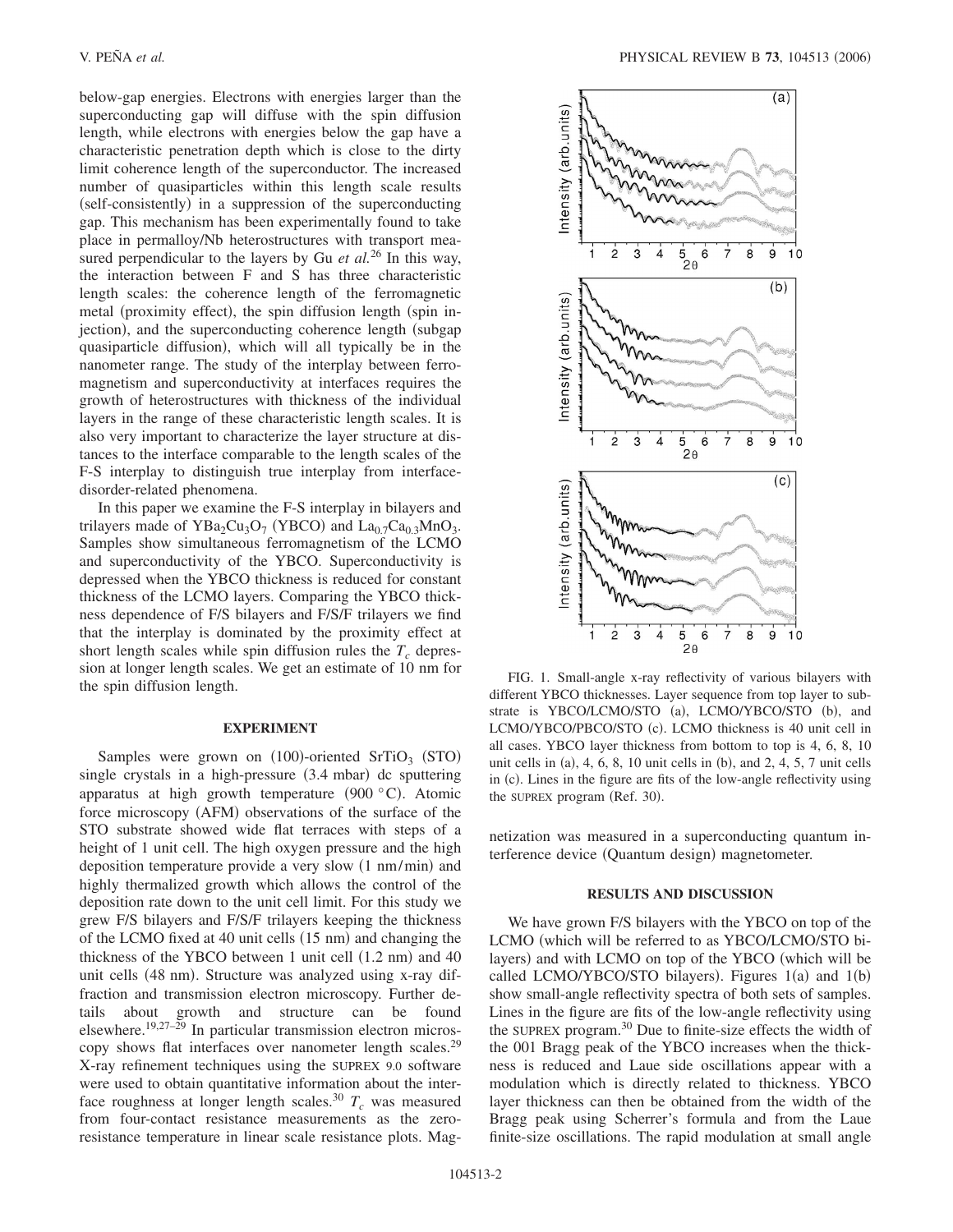below-gap energies. Electrons with energies larger than the superconducting gap will diffuse with the spin diffusion length, while electrons with energies below the gap have a characteristic penetration depth which is close to the dirty limit coherence length of the superconductor. The increased number of quasiparticles within this length scale results (self-consistently) in a suppression of the superconducting gap. This mechanism has been experimentally found to take place in permalloy/Nb heterostructures with transport measured perpendicular to the layers by Gu *et al.*[26] In this way, the interaction between F and S has three characteristic length scales: the coherence length of the ferromagnetic metal (proximity effect), the spin diffusion length (spin injection), and the superconducting coherence length (subgap quasiparticle diffusion), which will all typically be in the nanometer range. The study of the interplay between ferromagnetism and superconductivity at interfaces requires the growth of heterostructures with thickness of the individual layers in the range of these characteristic length scales. It is also very important to characterize the layer structure at distances to the interface comparable to the length scales of the F-S interplay to distinguish true interplay from interface-disorder-related phenomena.

In this paper we examine the F-S interplay in bilayers and trilayers made of $YBa_2Cu_3O_7$ (YBCO) and $La_{0.7}Ca_{0.3}MnO_3$. Samples show simultaneous ferromagnetism of the LCMO and superconductivity of the YBCO. Superconductivity is depressed when the YBCO thickness is reduced for constant thickness of the LCMO layers. Comparing the YBCO thickness dependence of F/S bilayers and F/S/F trilayers we find that the interplay is dominated by the proximity effect at short length scales while spin diffusion rules the $T_c$ depression at longer length scales. We get an estimate of 10 nm for the spin diffusion length.

## EXPERIMENT

Samples were grown on (100)-oriented $SrTiO_3$ (STO) single crystals in a high-pressure (3.4 mbar) dc sputtering apparatus at high growth temperature (900 °C). Atomic force microscopy (AFM) observations of the surface of the STO substrate showed wide flat terraces with steps of a height of 1 unit cell. The high oxygen pressure and the high deposition temperature provide a very slow (1 nm/min) and highly thermalized growth which allows the control of the deposition rate down to the unit cell limit. For this study we grew F/S bilayers and F/S/F trilayers keeping the thickness of the LCMO fixed at 40 unit cells (15 nm) and changing the thickness of the YBCO between 1 unit cell (1.2 nm) and 40 unit cells (48 nm). Structure was analyzed using x-ray diffraction and transmission electron microscopy. Further details about growth and structure can be found elsewhere.[19,27–29] In particular transmission electron microscopy shows flat interfaces over nanometer length scales.[29] X-ray refinement techniques using the SUPREX 9.0 software were used to obtain quantitative information about the interface roughness at longer length scales.[30] $T_c$ was measured from four-contact resistance measurements as the zero-resistance temperature in linear scale resistance plots. Magnetization was measured in a superconducting quantum interference device (Quantum design) magnetometer.

FIG. 1. Small-angle x-ray reflectivity of various bilayers with different YBCO thicknesses. Layer sequence from top layer to substrate is YBCO/LCMO/STO (a), LCMO/YBCO/STO (b), and LCMO/YBCO/PBCO/STO (c). LCMO thickness is 40 unit cell in all cases. YBCO layer thickness from bottom to top is 4, 6, 8, 10 unit cells in (a), 4, 6, 8, 10 unit cells in (b), and 2, 4, 5, 7 unit cells in (c). Lines in the figure are fits of the low-angle reflectivity using the SUPREX program (Ref. 30).

## RESULTS AND DISCUSSION

We have grown F/S bilayers with the YBCO on top of the LCMO (which will be referred to as YBCO/LCMO/STO bilayers) and with LCMO on top of the YBCO (which will be called LCMO/YBCO/STO bilayers). Figures 1(a) and 1(b) show small-angle reflectivity spectra of both sets of samples. Lines in the figure are fits of the low-angle reflectivity using the SUPREX program.[30] Due to finite-size effects the width of the 001 Bragg peak of the YBCO increases when the thickness is reduced and Laue side oscillations appear with a modulation which is directly related to thickness. YBCO layer thickness can then be obtained from the width of the Bragg peak using Scherrer's formula and from the Laue finite-size oscillations. The rapid modulation at small angle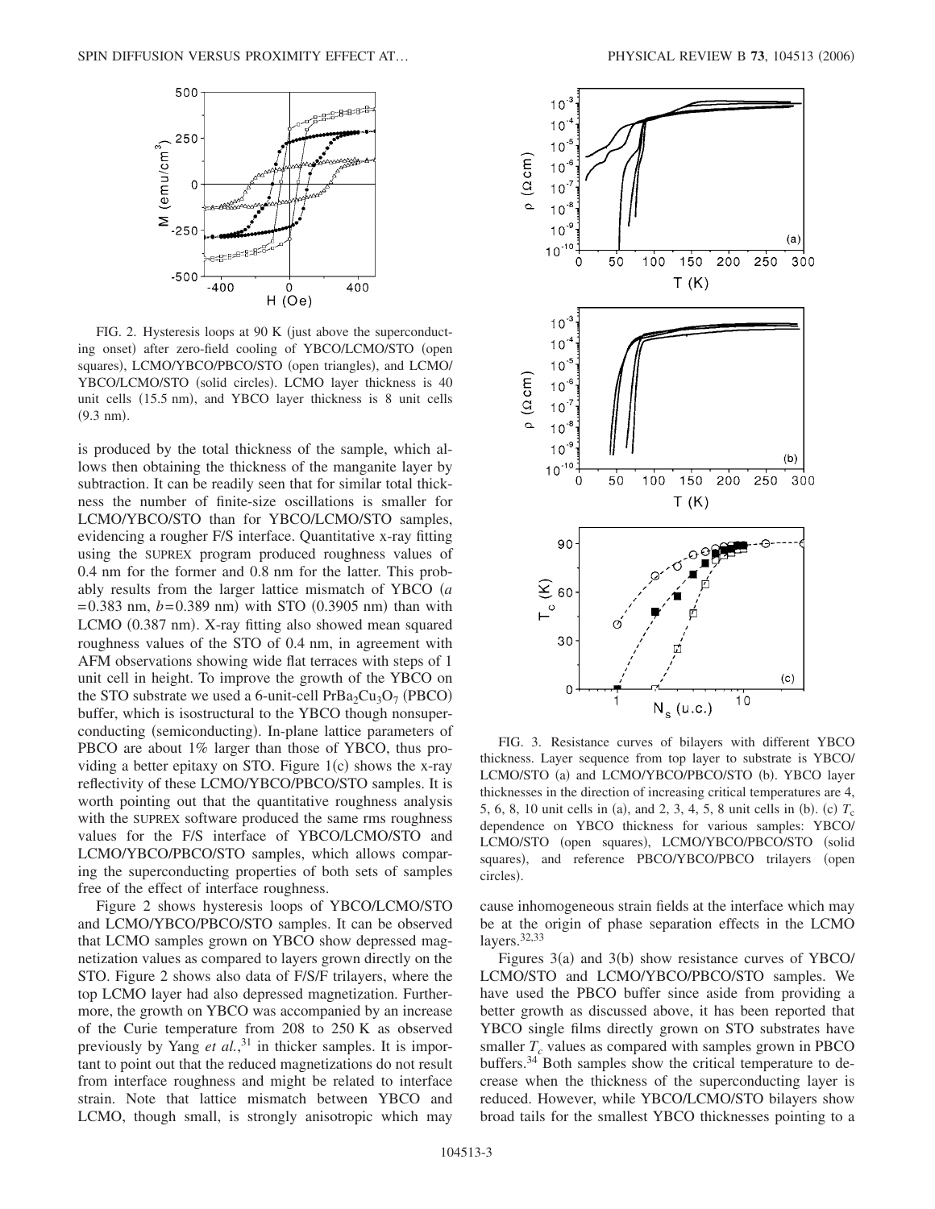FIG. 2. Hysteresis loops at 90 K (just above the superconducting onset) after zero-field cooling of YBCO/LCMO/STO (open squares), LCMO/YBCO/PBCO/STO (open triangles), and LCMO/YBCO/LCMO/STO (solid circles). LCMO layer thickness is 40 unit cells (15.5 nm), and YBCO layer thickness is 8 unit cells (9.3 nm).

is produced by the total thickness of the sample, which allows then obtaining the thickness of the manganite layer by subtraction. It can be readily seen that for similar total thickness the number of finite-size oscillations is smaller for LCMO/YBCO/STO than for YBCO/LCMO/STO samples, evidencing a rougher F/S interface. Quantitative x-ray fitting using the SUPREX program produced roughness values of 0.4 nm for the former and 0.8 nm for the latter. This probably results from the larger lattice mismatch of YBCO ($a = 0.383$ nm, $b = 0.389$ nm) with STO (0.3905 nm) than with LCMO (0.387 nm). X-ray fitting also showed mean squared roughness values of the STO of 0.4 nm, in agreement with AFM observations showing wide flat terraces with steps of 1 unit cell in height. To improve the growth of the YBCO on the STO substrate we used a 6-unit-cell $PrBa_2Cu_3O_7$ (PBCO) buffer, which is isostructural to the YBCO though nonsuperconducting (semiconducting). In-plane lattice parameters of PBCO are about 1% larger than those of YBCO, thus providing a better epitaxy on STO. Figure 1(c) shows the x-ray reflectivity of these LCMO/YBCO/PBCO/STO samples. It is worth pointing out that the quantitative roughness analysis with the SUPREX software produced the same rms roughness values for the F/S interface of YBCO/LCMO/STO and LCMO/YBCO/PBCO/STO samples, which allows comparing the superconducting properties of both sets of samples free of the effect of interface roughness.

Figure 2 shows hysteresis loops of YBCO/LCMO/STO and LCMO/YBCO/PBCO/STO samples. It can be observed that LCMO samples grown on YBCO show depressed magnetization values as compared to layers grown directly on the STO. Figure 2 shows also data of F/S/F trilayers, where the top LCMO layer had also depressed magnetization. Furthermore, the growth on YBCO was accompanied by an increase of the Curie temperature from 208 to 250 K as observed previously by Yang *et al.*,[31] in thicker samples. It is important to point out that the reduced magnetizations do not result from interface roughness and might be related to interface strain. Note that lattice mismatch between YBCO and LCMO, though small, is strongly anisotropic which may cause inhomogeneous strain fields at the interface which may be at the origin of phase separation effects in the LCMO layers.[32,33]

FIG. 3. Resistance curves of bilayers with different YBCO thickness. Layer sequence from top layer to substrate is YBCO/LCMO/STO (a) and LCMO/YBCO/PBCO/STO (b). YBCO layer thicknesses in the direction of increasing critical temperatures are 4, 5, 6, 8, 10 unit cells in (a), and 2, 3, 4, 5, 8 unit cells in (b). (c) $T_c$ dependence on YBCO thickness for various samples: YBCO/LCMO/STO (open squares), LCMO/YBCO/PBCO/STO (solid squares), and reference PBCO/YBCO/PBCO trilayers (open circles).

Figures 3(a) and 3(b) show resistance curves of YBCO/LCMO/STO and LCMO/YBCO/PBCO/STO samples. We have used the PBCO buffer since aside from providing a better growth as discussed above, it has been reported that YBCO single films directly grown on STO substrates have smaller $T_c$ values as compared with samples grown in PBCO buffers.[34] Both samples show the critical temperature to decrease when the thickness of the superconducting layer is reduced. However, while YBCO/LCMO/STO bilayers show broad tails for the smallest YBCO thicknesses pointing to a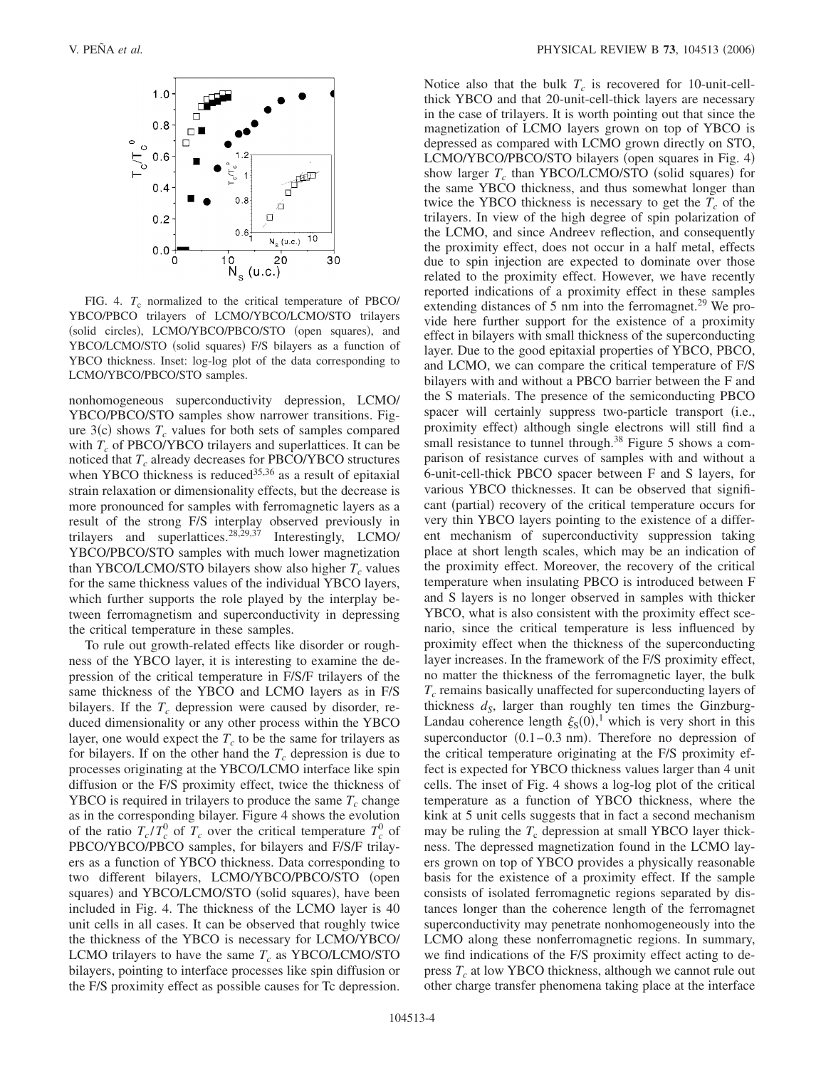FIG. 4. $T_c$ normalized to the critical temperature of PBCO/YBCO/PBCO trilayers of LCMO/YBCO/LCMO/STO trilayers (solid circles), LCMO/YBCO/PBCO/STO (open squares), and YBCO/LCMO/STO (solid squares) F/S bilayers as a function of YBCO thickness. Inset: log-log plot of the data corresponding to LCMO/YBCO/PBCO/STO samples.

nonhomogeneous superconductivity depression, LCMO/YBCO/PBCO/STO samples show narrower transitions. Figure 3(c) shows $T_c$ values for both sets of samples compared with $T_c$ of PBCO/YBCO trilayers and superlattices. It can be noticed that $T_c$ already decreases for PBCO/YBCO structures when YBCO thickness is reduced[35,36] as a result of epitaxial strain relaxation or dimensionality effects, but the decrease is more pronounced for samples with ferromagnetic layers as a result of the strong F/S interplay observed previously in trilayers and superlattices.[28,29,37] Interestingly, LCMO/YBCO/PBCO/STO samples with much lower magnetization than YBCO/LCMO/STO bilayers show also higher $T_c$ values for the same thickness values of the individual YBCO layers, which further supports the role played by the interplay between ferromagnetism and superconductivity in depressing the critical temperature in these samples.

To rule out growth-related effects like disorder or roughness of the YBCO layer, it is interesting to examine the depression of the critical temperature in F/S/F trilayers of the same thickness of the YBCO and LCMO layers as in F/S bilayers. If the $T_c$ depression were caused by disorder, reduced dimensionality or any other process within the YBCO layer, one would expect the $T_c$ to be the same for trilayers as for bilayers. If on the other hand the $T_c$ depression is due to processes originating at the YBCO/LCMO interface like spin diffusion or the F/S proximity effect, twice the thickness of YBCO is required in trilayers to produce the same $T_c$ change as in the corresponding bilayer. Figure 4 shows the evolution of the ratio $T_c/T_c^0$ of $T_c$ over the critical temperature $T_c^0$ of PBCO/YBCO/PBCO samples, for bilayers and F/S/F trilayers as a function of YBCO thickness. Data corresponding to two different bilayers, LCMO/YBCO/PBCO/STO (open squares) and YBCO/LCMO/STO (solid squares), have been included in Fig. 4. The thickness of the LCMO layer is 40 unit cells in all cases. It can be observed that roughly twice the thickness of the YBCO is necessary for LCMO/YBCO/LCMO trilayers to have the same $T_c$ as YBCO/LCMO/STO bilayers, pointing to interface processes like spin diffusion or the F/S proximity effect as possible causes for Tc depression. Notice also that the bulk $T_c$ is recovered for 10-unit-cell-thick YBCO and that 20-unit-cell-thick layers are necessary in the case of trilayers. It is worth pointing out that since the magnetization of LCMO layers grown on top of YBCO is depressed as compared with LCMO grown directly on STO, LCMO/YBCO/PBCO/STO bilayers (open squares in Fig. 4) show larger $T_c$ than YBCO/LCMO/STO (solid squares) for the same YBCO thickness, and thus somewhat longer than twice the YBCO thickness is necessary to get the $T_c$ of the trilayers. In view of the high degree of spin polarization of the LCMO, and since Andreev reflection, and consequently the proximity effect, does not occur in a half metal, effects due to spin injection are expected to dominate over those related to the proximity effect. However, we have recently reported indications of a proximity effect in these samples extending distances of 5 nm into the ferromagnet.[29] We provide here further support for the existence of a proximity effect in bilayers with small thickness of the superconducting layer. Due to the good epitaxial properties of YBCO, PBCO, and LCMO, we can compare the critical temperature of F/S bilayers with and without a PBCO barrier between the F and the S materials. The presence of the semiconducting PBCO spacer will certainly suppress two-particle transport (i.e., proximity effect) although single electrons will still find a small resistance to tunnel through.[38] Figure 5 shows a comparison of resistance curves of samples with and without a 6-unit-cell-thick PBCO spacer between F and S layers, for various YBCO thicknesses. It can be observed that significant (partial) recovery of the critical temperature occurs for very thin YBCO layers pointing to the existence of a different mechanism of superconductivity suppression taking place at short length scales, which may be an indication of the proximity effect. Moreover, the recovery of the critical temperature when insulating PBCO is introduced between F and S layers is no longer observed in samples with thicker YBCO, what is also consistent with the proximity effect scenario, since the critical temperature is less influenced by proximity effect when the thickness of the superconducting layer increases. In the framework of the F/S proximity effect, no matter the thickness of the ferromagnetic layer, the bulk $T_c$ remains basically unaffected for superconducting layers of thickness $d_S$, larger than roughly ten times the Ginzburg-Landau coherence length $\xi_S(0)$,[1] which is very short in this superconductor (0.1–0.3 nm). Therefore no depression of the critical temperature originating at the F/S proximity effect is expected for YBCO thickness values larger than 4 unit cells. The inset of Fig. 4 shows a log-log plot of the critical temperature as a function of YBCO thickness, where the kink at 5 unit cells suggests that in fact a second mechanism may be ruling the $T_c$ depression at small YBCO layer thickness. The depressed magnetization found in the LCMO layers grown on top of YBCO provides a physically reasonable basis for the existence of a proximity effect. If the sample consists of isolated ferromagnetic regions separated by distances longer than the coherence length of the ferromagnet superconductivity may penetrate nonhomogeneously into the LCMO along these nonferromagnetic regions. In summary, we find indications of the F/S proximity effect acting to depress $T_c$ at low YBCO thickness, although we cannot rule out other charge transfer phenomena taking place at the interface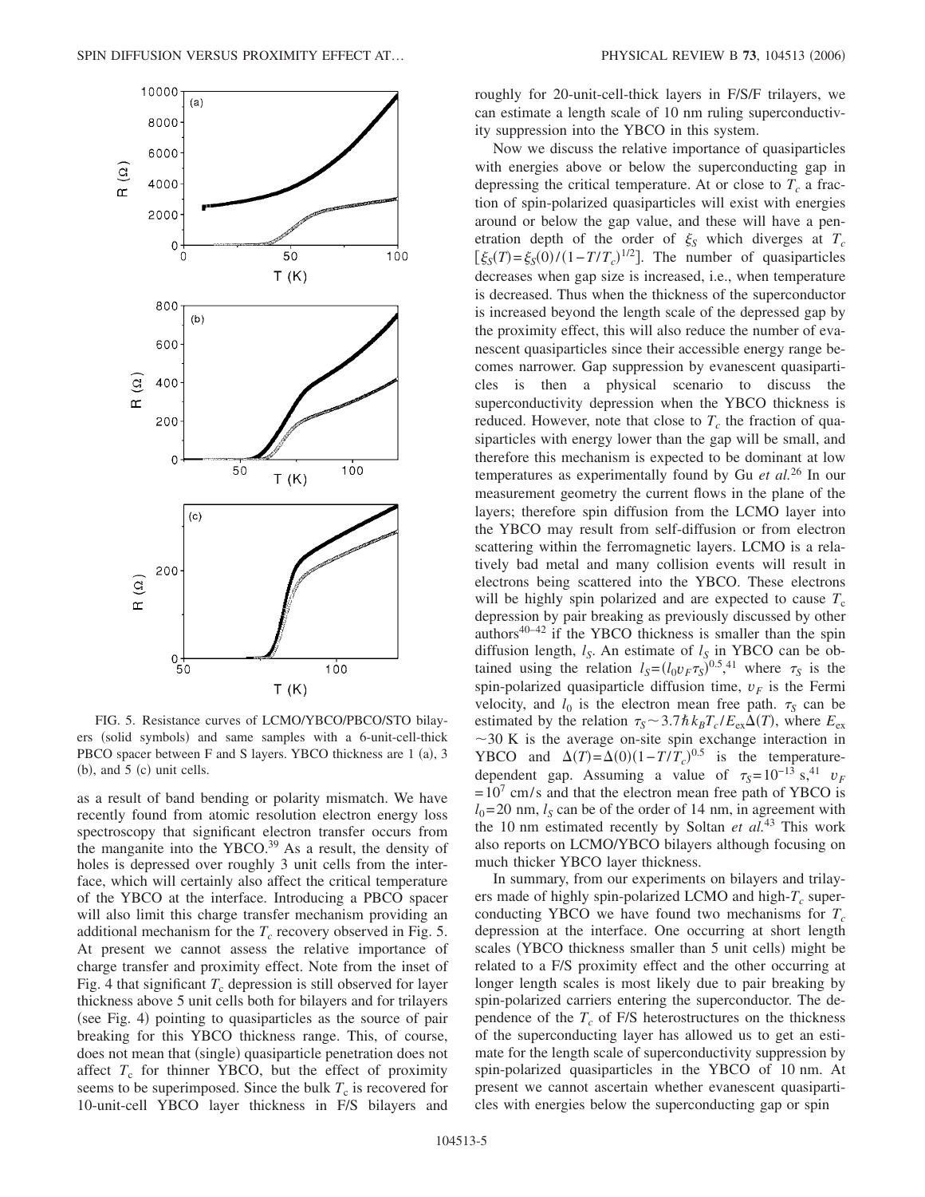FIG. 5. Resistance curves of LCMO/YBCO/PBCO/STO bilayers (solid symbols) and same samples with a 6-unit-cell-thick PBCO spacer between F and S layers. YBCO thickness are 1 (a), 3 (b), and 5 (c) unit cells.

as a result of band bending or polarity mismatch. We have recently found from atomic resolution electron energy loss spectroscopy that significant electron transfer occurs from the manganite into the YBCO.[39] As a result, the density of holes is depressed over roughly 3 unit cells from the interface, which will certainly also affect the critical temperature of the YBCO at the interface. Introducing a PBCO spacer will also limit this charge transfer mechanism providing an additional mechanism for the $T_c$ recovery observed in Fig. 5. At present we cannot assess the relative importance of charge transfer and proximity effect. Note from the inset of Fig. 4 that significant $T_c$ depression is still observed for layer thickness above 5 unit cells both for bilayers and for trilayers (see Fig. 4) pointing to quasiparticles as the source of pair breaking for this YBCO thickness range. This, of course, does not mean that (single) quasiparticle penetration does not affect $T_c$ for thinner YBCO, but the effect of proximity seems to be superimposed. Since the bulk $T_c$ is recovered for 10-unit-cell YBCO layer thickness in F/S bilayers and roughly for 20-unit-cell-thick layers in F/S/F trilayers, we can estimate a length scale of 10 nm ruling superconductivity suppression into the YBCO in this system.

Now we discuss the relative importance of quasiparticles with energies above or below the superconducting gap in depressing the critical temperature. At or close to $T_c$ a fraction of spin-polarized quasiparticles will exist with energies around or below the gap value, and these will have a penetration depth of the order of $\xi_S$ which diverges at $T_c$ $[\xi_S(T)=\xi_S(0)/(1-T/T_c)^{1/2}]$. The number of quasiparticles decreases when gap size is increased, i.e., when temperature is decreased. Thus when the thickness of the superconductor is increased beyond the length scale of the depressed gap by the proximity effect, this will also reduce the number of evanescent quasiparticles since their accessible energy range becomes narrower. Gap suppression by evanescent quasiparticles is then a physical scenario to discuss the superconductivity depression when the YBCO thickness is reduced. However, note that close to $T_c$ the fraction of quasiparticles with energy lower than the gap will be small, and therefore this mechanism is expected to be dominant at low temperatures as experimentally found by Gu *et al.*[26] In our measurement geometry the current flows in the plane of the layers; therefore spin diffusion from the LCMO layer into the YBCO may result from self-diffusion or from electron scattering within the ferromagnetic layers. LCMO is a relatively bad metal and many collision events will result in electrons being scattered into the YBCO. These electrons will be highly spin polarized and are expected to cause $T_c$ depression by pair breaking as previously discussed by other authors[40–42] if the YBCO thickness is smaller than the spin diffusion length, $l_S$. An estimate of $l_S$ in YBCO can be obtained using the relation $l_S=(l_0 v_F \tau_S)^{0.5}$,[41] where $\tau_S$ is the spin-polarized quasiparticle diffusion time, $v_F$ is the Fermi velocity, and $l_0$ is the electron mean free path. $\tau_S$ can be estimated by the relation $\tau_S \sim 3.7\hbar k_B T_c / E_{ex}\Delta(T)$, where $E_{ex}$ $\sim$30 K is the average on-site spin exchange interaction in YBCO and $\Delta(T)=\Delta(0)(1-T/T_c)^{0.5}$ is the temperature-dependent gap. Assuming a value of $\tau_S=10^{-13}$ s,[41] $v_F=10^7$ cm/s and that the electron mean free path of YBCO is $l_0=20$ nm, $l_S$ can be of the order of 14 nm, in agreement with the 10 nm estimated recently by Soltan *et al.*[43] This work also reports on LCMO/YBCO bilayers although focusing on much thicker YBCO layer thickness.

In summary, from our experiments on bilayers and trilayers made of highly spin-polarized LCMO and high-$T_c$ superconducting YBCO we have found two mechanisms for $T_c$ depression at the interface. One occurring at short length scales (YBCO thickness smaller than 5 unit cells) might be related to a F/S proximity effect and the other occurring at longer length scales is most likely due to pair breaking by spin-polarized carriers entering the superconductor. The dependence of the $T_c$ of F/S heterostructures on the thickness of the superconducting layer has allowed us to get an estimate for the length scale of superconductivity suppression by spin-polarized quasiparticles in the YBCO of 10 nm. At present we cannot ascertain whether evanescent quasiparticles with energies below the superconducting gap or spin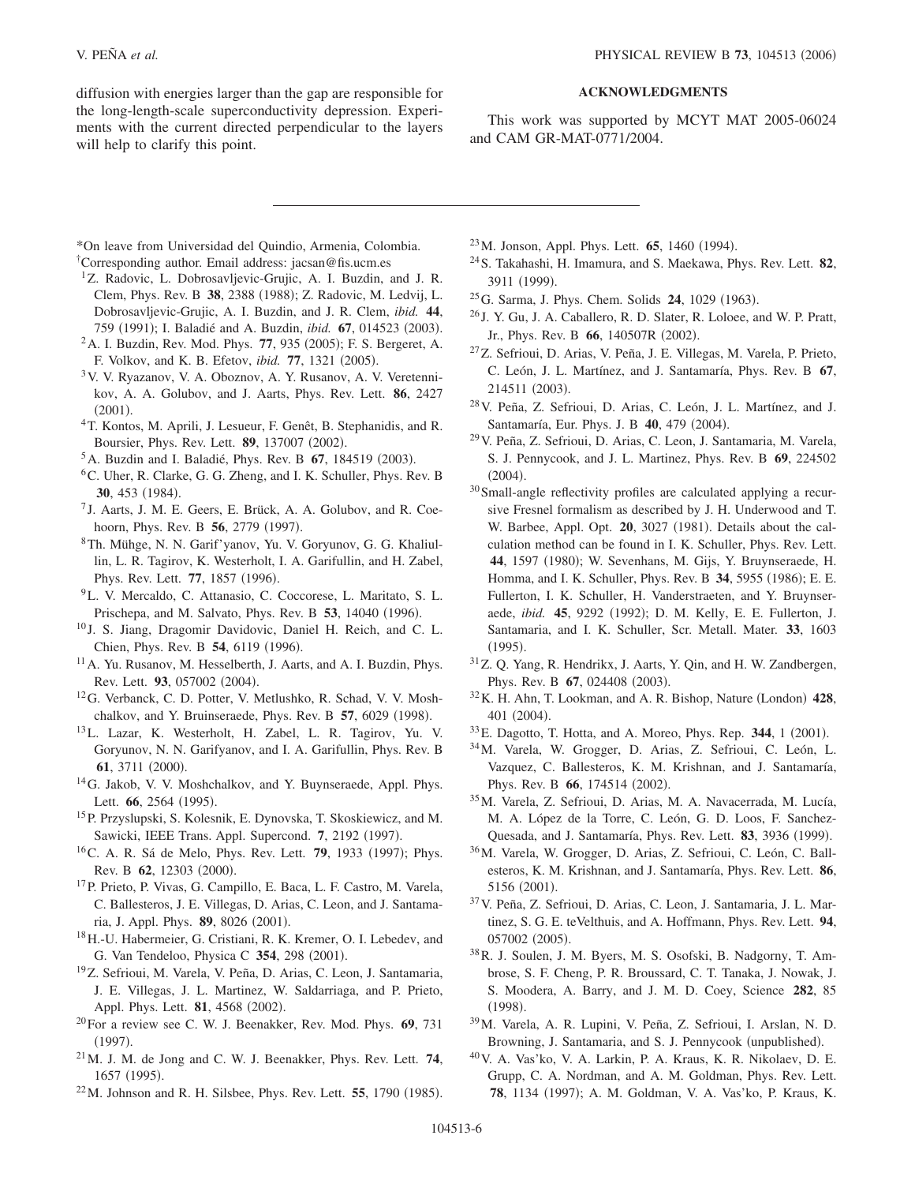diffusion with energies larger than the gap are responsible for the long-length-scale superconductivity depression. Experiments with the current directed perpendicular to the layers will help to clarify this point.

## ACKNOWLEDGMENTS

This work was supported by MCYT MAT 2005-06024 and CAM GR-MAT-0771/2004.

---

*On leave from Universidad del Quindio, Armenia, Colombia.

†Corresponding author. Email address: jacsan@fis.ucm.es

[1] Z. Radovic, L. Dobrosavljevic-Grujic, A. I. Buzdin, and J. R. Clem, Phys. Rev. B **38**, 2388 (1988); Z. Radovic, M. Ledvij, L. Dobrosavljevic-Grujic, A. I. Buzdin, and J. R. Clem, *ibid.* **44**, 759 (1991); I. Baladié and A. Buzdin, *ibid.* **67**, 014523 (2003).

[2] A. I. Buzdin, Rev. Mod. Phys. **77**, 935 (2005); F. S. Bergeret, A. F. Volkov, and K. B. Efetov, *ibid.* **77**, 1321 (2005).

[3] V. V. Ryazanov, V. A. Oboznov, A. Y. Rusanov, A. V. Veretennikov, A. A. Golubov, and J. Aarts, Phys. Rev. Lett. **86**, 2427 (2001).

[4] T. Kontos, M. Aprili, J. Lesueur, F. Genêt, B. Stephanidis, and R. Boursier, Phys. Rev. Lett. **89**, 137007 (2002).

[5] A. Buzdin and I. Baladié, Phys. Rev. B **67**, 184519 (2003).

[6] C. Uher, R. Clarke, G. G. Zheng, and I. K. Schuller, Phys. Rev. B **30**, 453 (1984).

[7] J. Aarts, J. M. E. Geers, E. Brück, A. A. Golubov, and R. Coehoorn, Phys. Rev. B **56**, 2779 (1997).

[8] Th. Mühge, N. N. Garif'yanov, Yu. V. Goryunov, G. G. Khaliullin, L. R. Tagirov, K. Westerholt, I. A. Garifullin, and H. Zabel, Phys. Rev. Lett. **77**, 1857 (1996).

[9] L. V. Mercaldo, C. Attanasio, C. Coccorese, L. Maritato, S. L. Prischepa, and M. Salvato, Phys. Rev. B **53**, 14040 (1996).

[10] J. S. Jiang, Dragomir Davidovic, Daniel H. Reich, and C. L. Chien, Phys. Rev. B **54**, 6119 (1996).

[11] A. Yu. Rusanov, M. Hesselberth, J. Aarts, and A. I. Buzdin, Phys. Rev. Lett. **93**, 057002 (2004).

[12] G. Verbanck, C. D. Potter, V. Metlushko, R. Schad, V. V. Moshchalkov, and Y. Bruinseraede, Phys. Rev. B **57**, 6029 (1998).

[13] L. Lazar, K. Westerholt, H. Zabel, L. R. Tagirov, Yu. V. Goryunov, N. N. Garifyanov, and I. A. Garifullin, Phys. Rev. B **61**, 3711 (2000).

[14] G. Jakob, V. V. Moshchalkov, and Y. Buynseraede, Appl. Phys. Lett. **66**, 2564 (1995).

[15] P. Przyslupski, S. Kolesnik, E. Dynovska, T. Skoskiewicz, and M. Sawicki, IEEE Trans. Appl. Supercond. **7**, 2192 (1997).

[16] C. A. R. Sá de Melo, Phys. Rev. Lett. **79**, 1933 (1997); Phys. Rev. B **62**, 12303 (2000).

[17] P. Prieto, P. Vivas, G. Campillo, E. Baca, L. F. Castro, M. Varela, C. Ballesteros, J. E. Villegas, D. Arias, C. Leon, and J. Santamaria, J. Appl. Phys. **89**, 8026 (2001).

[18] H.-U. Habermeier, G. Cristiani, R. K. Kremer, O. I. Lebedev, and G. Van Tendeloo, Physica C **354**, 298 (2001).

[19] Z. Sefrioui, M. Varela, V. Peña, D. Arias, C. Leon, J. Santamaria, J. E. Villegas, J. L. Martinez, W. Saldarriaga, and P. Prieto, Appl. Phys. Lett. **81**, 4568 (2002).

[20] For a review see C. W. J. Beenakker, Rev. Mod. Phys. **69**, 731 (1997).

[21] M. J. M. de Jong and C. W. J. Beenakker, Phys. Rev. Lett. **74**, 1657 (1995).

[22] M. Johnson and R. H. Silsbee, Phys. Rev. Lett. **55**, 1790 (1985).

[23] M. Jonson, Appl. Phys. Lett. **65**, 1460 (1994).

[24] S. Takahashi, H. Imamura, and S. Maekawa, Phys. Rev. Lett. **82**, 3911 (1999).

[25] G. Sarma, J. Phys. Chem. Solids **24**, 1029 (1963).

[26] J. Y. Gu, J. A. Caballero, R. D. Slater, R. Loloee, and W. P. Pratt, Jr., Phys. Rev. B **66**, 140507R (2002).

[27] Z. Sefrioui, D. Arias, V. Peña, J. E. Villegas, M. Varela, P. Prieto, C. León, J. L. Martínez, and J. Santamaría, Phys. Rev. B **67**, 214511 (2003).

[28] V. Peña, Z. Sefrioui, D. Arias, C. León, J. L. Martínez, and J. Santamaría, Eur. Phys. J. B **40**, 479 (2004).

[29] V. Peña, Z. Sefrioui, D. Arias, C. Leon, J. Santamaria, M. Varela, S. J. Pennycook, and J. L. Martinez, Phys. Rev. B **69**, 224502 (2004).

[30] Small-angle reflectivity profiles are calculated applying a recursive Fresnel formalism as described by J. H. Underwood and T. W. Barbee, Appl. Opt. **20**, 3027 (1981). Details about the calculation method can be found in I. K. Schuller, Phys. Rev. Lett. **44**, 1597 (1980); W. Sevenhans, M. Gijs, Y. Bruynseraede, H. Homma, and I. K. Schuller, Phys. Rev. B **34**, 5955 (1986); E. E. Fullerton, I. K. Schuller, H. Vanderstraeten, and Y. Bruynseraede, *ibid.* **45**, 9292 (1992); D. M. Kelly, E. E. Fullerton, J. Santamaria, and I. K. Schuller, Scr. Metall. Mater. **33**, 1603 (1995).

[31] Z. Q. Yang, R. Hendrikx, J. Aarts, Y. Qin, and H. W. Zandbergen, Phys. Rev. B **67**, 024408 (2003).

[32] K. H. Ahn, T. Lookman, and A. R. Bishop, Nature (London) **428**, 401 (2004).

[33] E. Dagotto, T. Hotta, and A. Moreo, Phys. Rep. **344**, 1 (2001).

[34] M. Varela, W. Grogger, D. Arias, Z. Sefrioui, C. León, L. Vazquez, C. Ballesteros, K. M. Krishnan, and J. Santamaría, Phys. Rev. B **66**, 174514 (2002).

[35] M. Varela, Z. Sefrioui, D. Arias, M. A. Navacerrada, M. Lucía, M. A. López de la Torre, C. León, G. D. Loos, F. Sanchez-Quesada, and J. Santamaría, Phys. Rev. Lett. **83**, 3936 (1999).

[36] M. Varela, W. Grogger, D. Arias, Z. Sefrioui, C. León, C. Ballesteros, K. M. Krishnan, and J. Santamaría, Phys. Rev. Lett. **86**, 5156 (2001).

[37] V. Peña, Z. Sefrioui, D. Arias, C. Leon, J. Santamaria, J. L. Martinez, S. G. E. teVelthuis, and A. Hoffmann, Phys. Rev. Lett. **94**, 057002 (2005).

[38] R. J. Soulen, J. M. Byers, M. S. Osofski, B. Nadgorny, T. Ambrose, S. F. Cheng, P. R. Broussard, C. T. Tanaka, J. Nowak, J. S. Moodera, A. Barry, and J. M. D. Coey, Science **282**, 85 (1998).

[39] M. Varela, A. R. Lupini, V. Peña, Z. Sefrioui, I. Arslan, N. D. Browning, J. Santamaria, and S. J. Pennycook (unpublished).

[40] V. A. Vas'ko, V. A. Larkin, P. A. Kraus, K. R. Nikolaev, D. E. Grupp, C. A. Nordman, and A. M. Goldman, Phys. Rev. Lett. **78**, 1134 (1997); A. M. Goldman, V. A. Vas'ko, P. Kraus, K.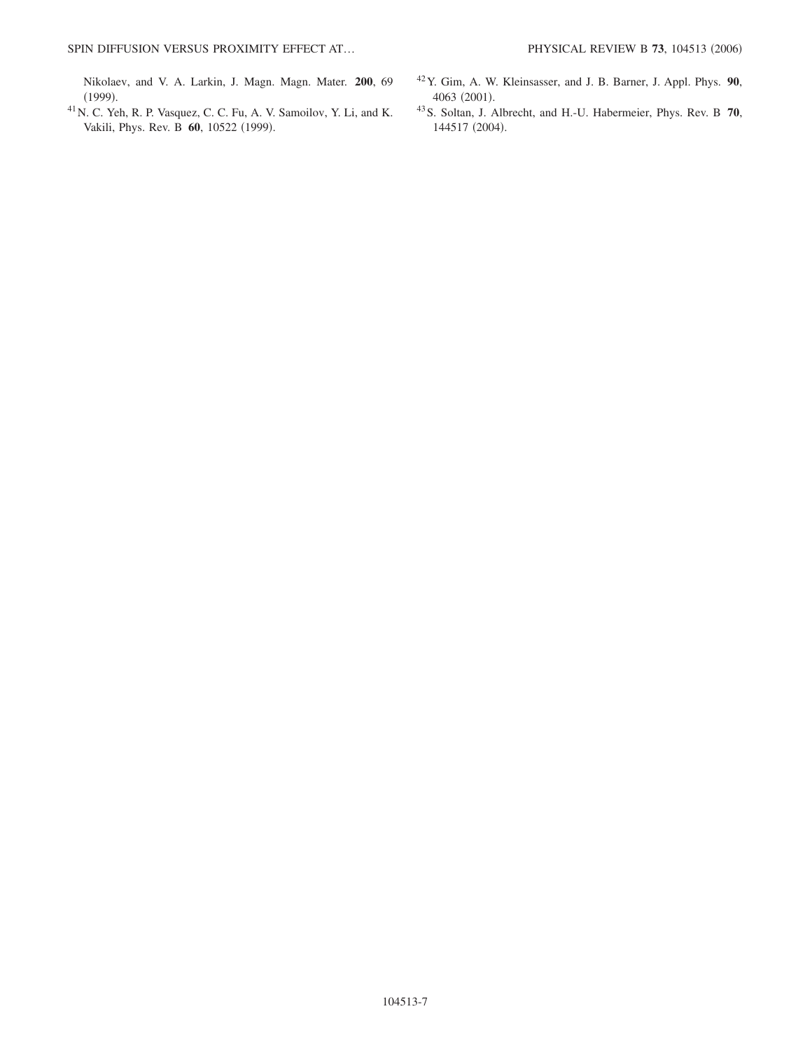Nikolaev, and V. A. Larkin, J. Magn. Magn. Mater. **200**, 69 (1999).

[41] N. C. Yeh, R. P. Vasquez, C. C. Fu, A. V. Samoilov, Y. Li, and K. Vakili, Phys. Rev. B **60**, 10522 (1999).

[42] Y. Gim, A. W. Kleinsasser, and J. B. Barner, J. Appl. Phys. **90**, 4063 (2001).

[43] S. Soltan, J. Albrecht, and H.-U. Habermeier, Phys. Rev. B **70**, 144517 (2004).